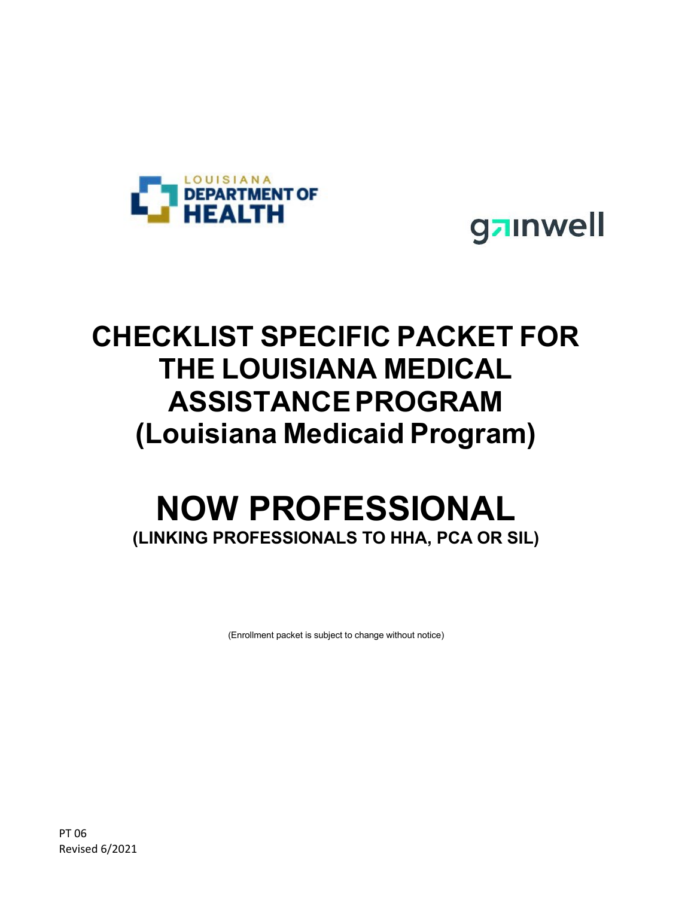# CHECKLIST SPECIFIC PACKET FOR THE LOUISIANA MEDICAL ASSISTANCE PROGRAM (Louisiana Medicaid Program)

# NOW PROFESSIONAL

**(LINKING PROFESSIONALS TO HHA, PCA OR SIL)**

(Enrollment packet is subject to change without notice)

PT 06
Revised 6/2021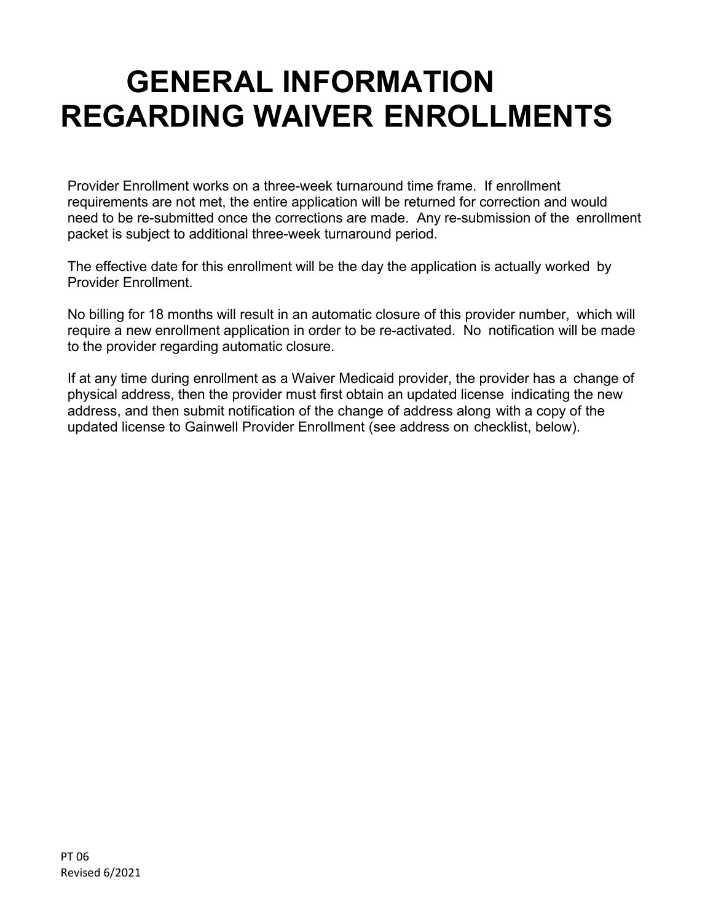# GENERAL INFORMATION REGARDING WAIVER ENROLLMENTS

Provider Enrollment works on a three-week turnaround time frame. If enrollment requirements are not met, the entire application will be returned for correction and would need to be re-submitted once the corrections are made. Any re-submission of the enrollment packet is subject to additional three-week turnaround period.

The effective date for this enrollment will be the day the application is actually worked by Provider Enrollment.

No billing for 18 months will result in an automatic closure of this provider number, which will require a new enrollment application in order to be re-activated. No notification will be made to the provider regarding automatic closure.

If at any time during enrollment as a Waiver Medicaid provider, the provider has a change of physical address, then the provider must first obtain an updated license indicating the new address, and then submit notification of the change of address along with a copy of the updated license to Gainwell Provider Enrollment (see address on checklist, below).

PT 06
Revised 6/2021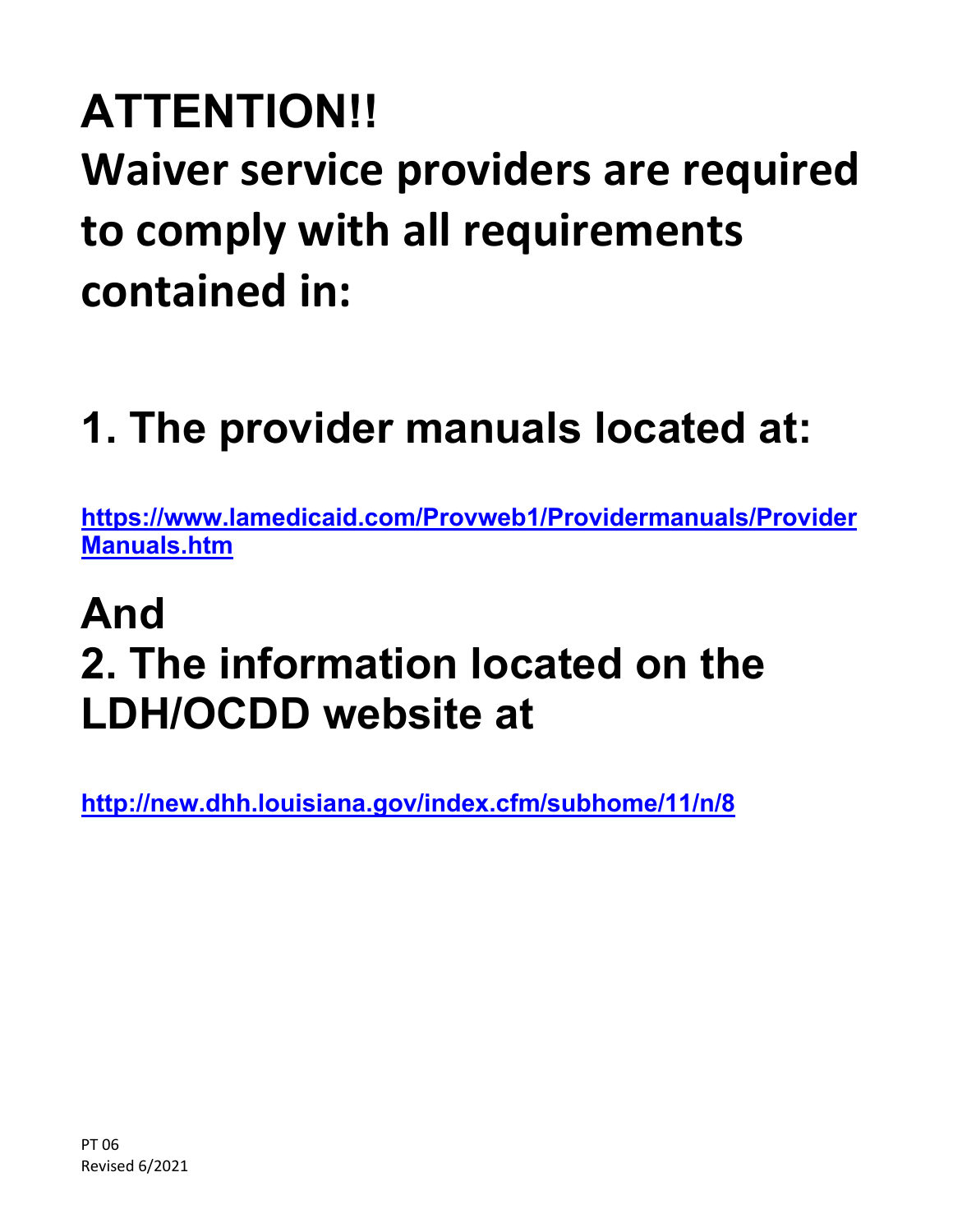# ATTENTION!!

# Waiver service providers are required to comply with all requirements contained in:

# 1. The provider manuals located at:

**https://www.lamedicaid.com/Provweb1/Providermanuals/ProviderManuals.htm**

# And

# 2. The information located on the LDH/OCDD website at

**http://new.dhh.louisiana.gov/index.cfm/subhome/11/n/8**

PT 06
Revised 6/2021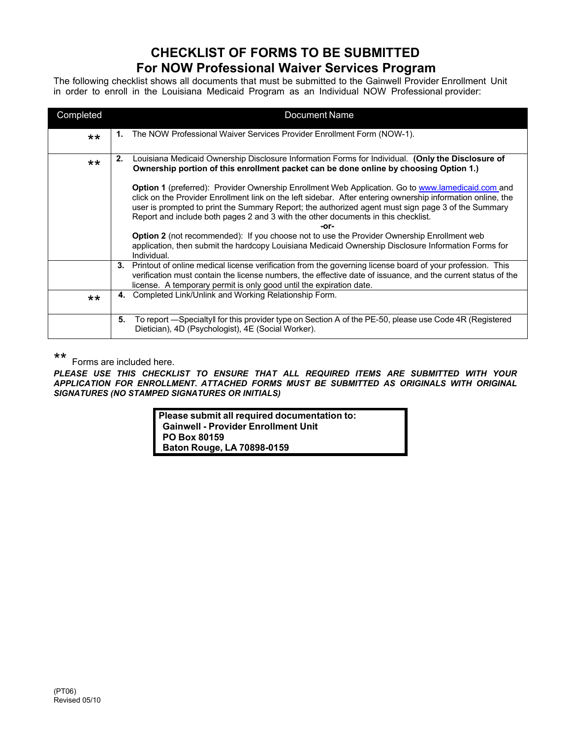# CHECKLIST OF FORMS TO BE SUBMITTED
## For NOW Professional Waiver Services Program

The following checklist shows all documents that must be submitted to the Gainwell Provider Enrollment Unit in order to enroll in the Louisiana Medicaid Program as an Individual NOW Professional provider:

| Completed | Document Name |
| --- | --- |
| ** | **1.** The NOW Professional Waiver Services Provider Enrollment Form (NOW-1). |
| ** | **2.** Louisiana Medicaid Ownership Disclosure Information Forms for Individual. **(Only the Disclosure of Ownership portion of this enrollment packet can be done online by choosing Option 1.)**<br><br>**Option 1** (preferred): Provider Ownership Enrollment Web Application. Go to www.lamedicaid.com and click on the Provider Enrollment link on the left sidebar. After entering ownership information online, the user is prompted to print the Summary Report; the authorized agent must sign page 3 of the Summary Report and include both pages 2 and 3 with the other documents in this checklist.<br>**-or-**<br>**Option 2** (not recommended): If you choose not to use the Provider Ownership Enrollment web application, then submit the hardcopy Louisiana Medicaid Ownership Disclosure Information Forms for Individual. |
| | **3.** Printout of online medical license verification from the governing license board of your profession. This verification must contain the license numbers, the effective date of issuance, and the current status of the license. A temporary permit is only good until the expiration date. |
| ** | **4.** Completed Link/Unlink and Working Relationship Form. |
| | **5.** To report ―Specialty‖ for this provider type on Section A of the PE-50, please use Code 4R (Registered Dietician), 4D (Psychologist), 4E (Social Worker). |

** Forms are included here.

***PLEASE USE THIS CHECKLIST TO ENSURE THAT ALL REQUIRED ITEMS ARE SUBMITTED WITH YOUR APPLICATION FOR ENROLLMENT. ATTACHED FORMS MUST BE SUBMITTED AS ORIGINALS WITH ORIGINAL SIGNATURES (NO STAMPED SIGNATURES OR INITIALS)***

**Please submit all required documentation to:**
**Gainwell - Provider Enrollment Unit**
**PO Box 80159**
**Baton Rouge, LA 70898-0159**

(PT06)
Revised 05/10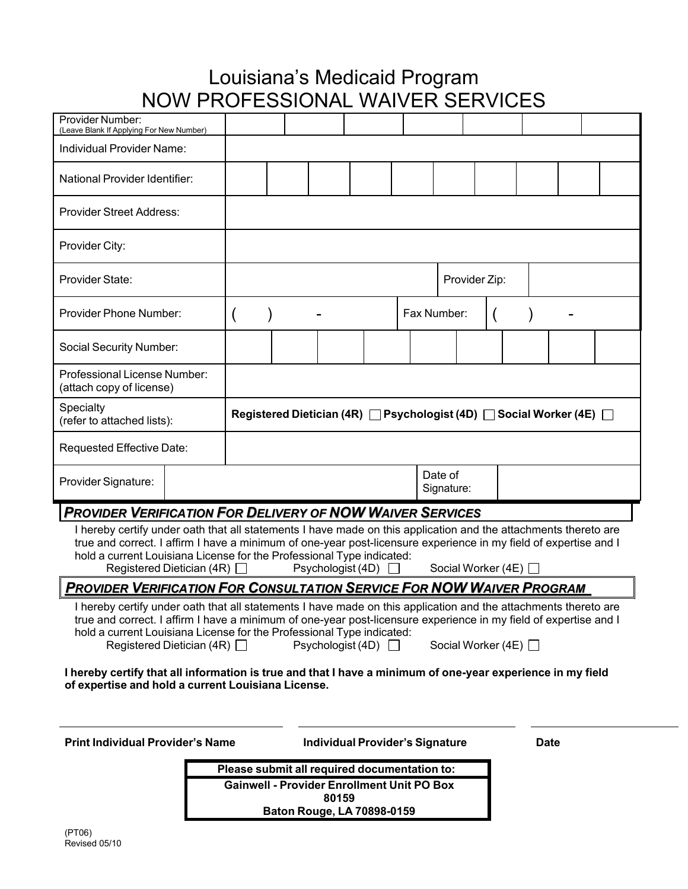# Louisiana's Medicaid Program
# NOW PROFESSIONAL WAIVER SERVICES

| | |
|---|---|
| Provider Number: (Leave Blank If Applying For New Number) | |
| Individual Provider Name: | |
| National Provider Identifier: | |
| Provider Street Address: | |
| Provider City: | |
| Provider State: | Provider Zip: |
| Provider Phone Number: ( ) - | Fax Number: ( ) - |
| Social Security Number: | |
| Professional License Number: (attach copy of license) | |
| Specialty (refer to attached lists): | **Registered Dietician (4R)** ☐ **Psychologist (4D)** ☐ **Social Worker (4E)** ☐ |
| Requested Effective Date: | |
| Provider Signature: | Date of Signature: |

## *PROVIDER VERIFICATION FOR DELIVERY OF NOW WAIVER SERVICES*

I hereby certify under oath that all statements I have made on this application and the attachments thereto are true and correct. I affirm I have a minimum of one-year post-licensure experience in my field of expertise and I hold a current Louisiana License for the Professional Type indicated:

Registered Dietician (4R) ☐ Psychologist (4D) ☐ Social Worker (4E) ☐

## *PROVIDER VERIFICATION FOR CONSULTATION SERVICE FOR NOW WAIVER PROGRAM*

I hereby certify under oath that all statements I have made on this application and the attachments thereto are true and correct. I affirm I have a minimum of one-year post-licensure experience in my field of expertise and I hold a current Louisiana License for the Professional Type indicated:

Registered Dietician (4R) ☐ Psychologist (4D) ☐ Social Worker (4E) ☐

**I hereby certify that all information is true and that I have a minimum of one-year experience in my field of expertise and hold a current Louisiana License.**

| | | |
|---|---|---|
| **Print Individual Provider's Name** | **Individual Provider's Signature** | **Date** |

| **Please submit all required documentation to:** |
|---|
| **Gainwell - Provider Enrollment Unit PO Box 80159** |
| **Baton Rouge, LA 70898-0159** |

(PT06)
Revised 05/10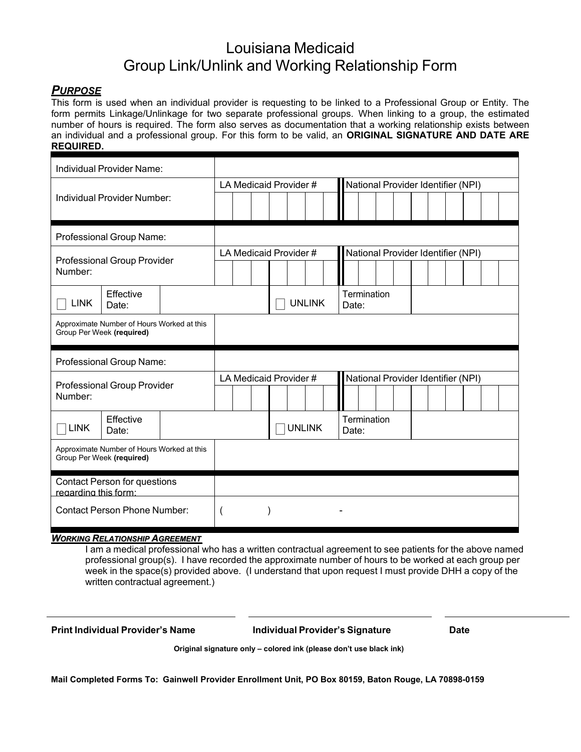# Louisiana Medicaid
## Group Link/Unlink and Working Relationship Form

### ***PURPOSE***

This form is used when an individual provider is requesting to be linked to a Professional Group or Entity. The form permits Linkage/Unlinkage for two separate professional groups. When linking to a group, the estimated number of hours is required. The form also serves as documentation that a working relationship exists between an individual and a professional group. For this form to be valid, an **ORIGINAL SIGNATURE AND DATE ARE REQUIRED.**

| | | |
|---|---|---|
| Individual Provider Name: | | |
| Individual Provider Number: | LA Medicaid Provider # | National Provider Identifier (NPI) |
| Professional Group Name: | | |
| Professional Group Provider Number: | LA Medicaid Provider # | National Provider Identifier (NPI) |
| ☐ LINK Effective Date: | ☐ UNLINK | Termination Date: |
| Approximate Number of Hours Worked at this Group Per Week **(required)** | | |
| Professional Group Name: | | |
| Professional Group Provider Number: | LA Medicaid Provider # | National Provider Identifier (NPI) |
| ☐ LINK Effective Date: | ☐ UNLINK | Termination Date: |
| Approximate Number of Hours Worked at this Group Per Week **(required)** | | |
| Contact Person for questions regarding this form: | | |
| Contact Person Phone Number: | (        )        - | |

***WORKING RELATIONSHIP AGREEMENT***

I am a medical professional who has a written contractual agreement to see patients for the above named professional group(s). I have recorded the approximate number of hours to be worked at each group per week in the space(s) provided above. (I understand that upon request I must provide DHH a copy of the written contractual agreement.)

| | | |
|---|---|---|
| **Print Individual Provider's Name** | **Individual Provider's Signature** | **Date** |

**Original signature only – colored ink (please don't use black ink)**

**Mail Completed Forms To: Gainwell Provider Enrollment Unit, PO Box 80159, Baton Rouge, LA 70898-0159**